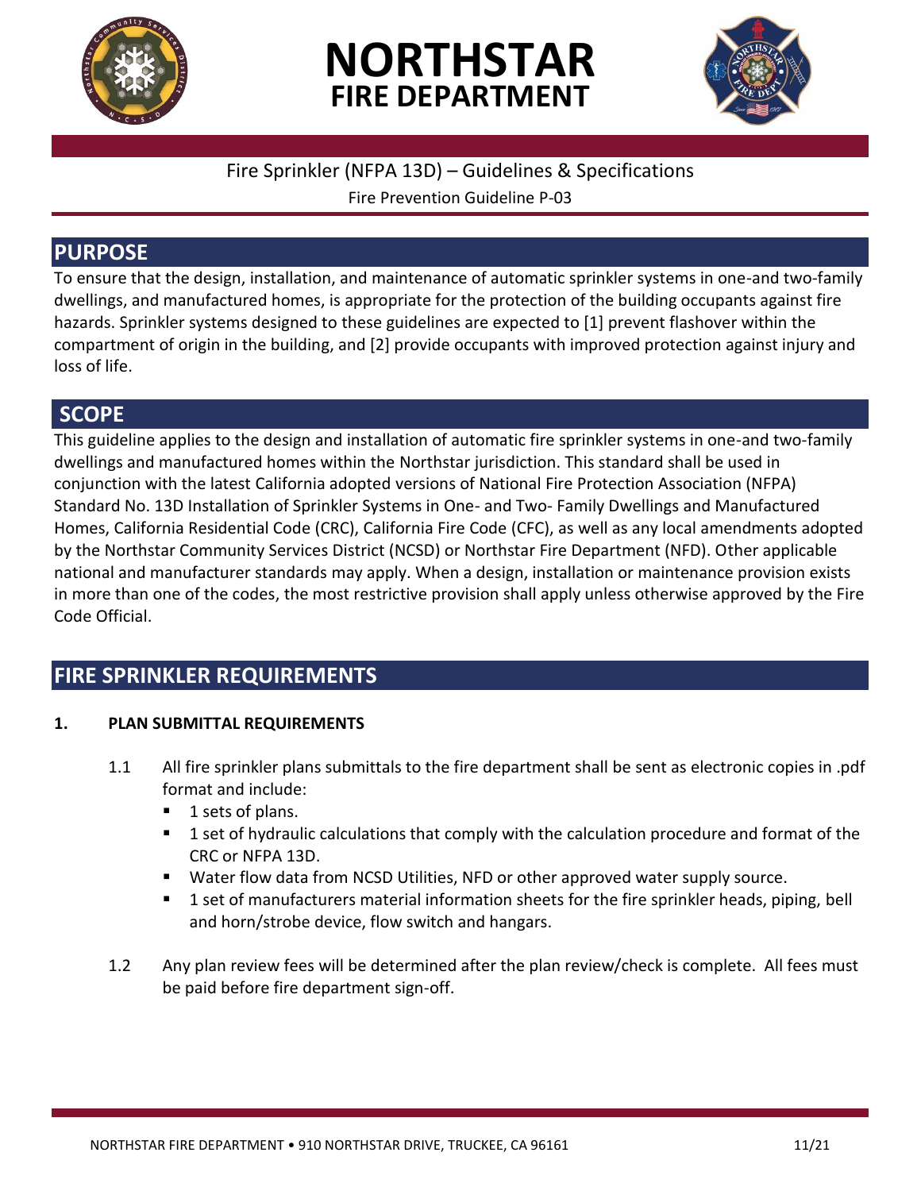# NORTHSTAR
## FIRE DEPARTMENT

Fire Sprinkler (NFPA 13D) – Guidelines & Specifications

Fire Prevention Guideline P-03

## PURPOSE

To ensure that the design, installation, and maintenance of automatic sprinkler systems in one-and two-family dwellings, and manufactured homes, is appropriate for the protection of the building occupants against fire hazards. Sprinkler systems designed to these guidelines are expected to [1] prevent flashover within the compartment of origin in the building, and [2] provide occupants with improved protection against injury and loss of life.

## SCOPE

This guideline applies to the design and installation of automatic fire sprinkler systems in one-and two-family dwellings and manufactured homes within the Northstar jurisdiction. This standard shall be used in conjunction with the latest California adopted versions of National Fire Protection Association (NFPA) Standard No. 13D Installation of Sprinkler Systems in One- and Two- Family Dwellings and Manufactured Homes, California Residential Code (CRC), California Fire Code (CFC), as well as any local amendments adopted by the Northstar Community Services District (NCSD) or Northstar Fire Department (NFD). Other applicable national and manufacturer standards may apply. When a design, installation or maintenance provision exists in more than one of the codes, the most restrictive provision shall apply unless otherwise approved by the Fire Code Official.

## FIRE SPRINKLER REQUIREMENTS

### 1. PLAN SUBMITTAL REQUIREMENTS

1.1 All fire sprinkler plans submittals to the fire department shall be sent as electronic copies in .pdf format and include:

- 1 sets of plans.
- 1 set of hydraulic calculations that comply with the calculation procedure and format of the CRC or NFPA 13D.
- Water flow data from NCSD Utilities, NFD or other approved water supply source.
- 1 set of manufacturers material information sheets for the fire sprinkler heads, piping, bell and horn/strobe device, flow switch and hangars.

1.2 Any plan review fees will be determined after the plan review/check is complete. All fees must be paid before fire department sign-off.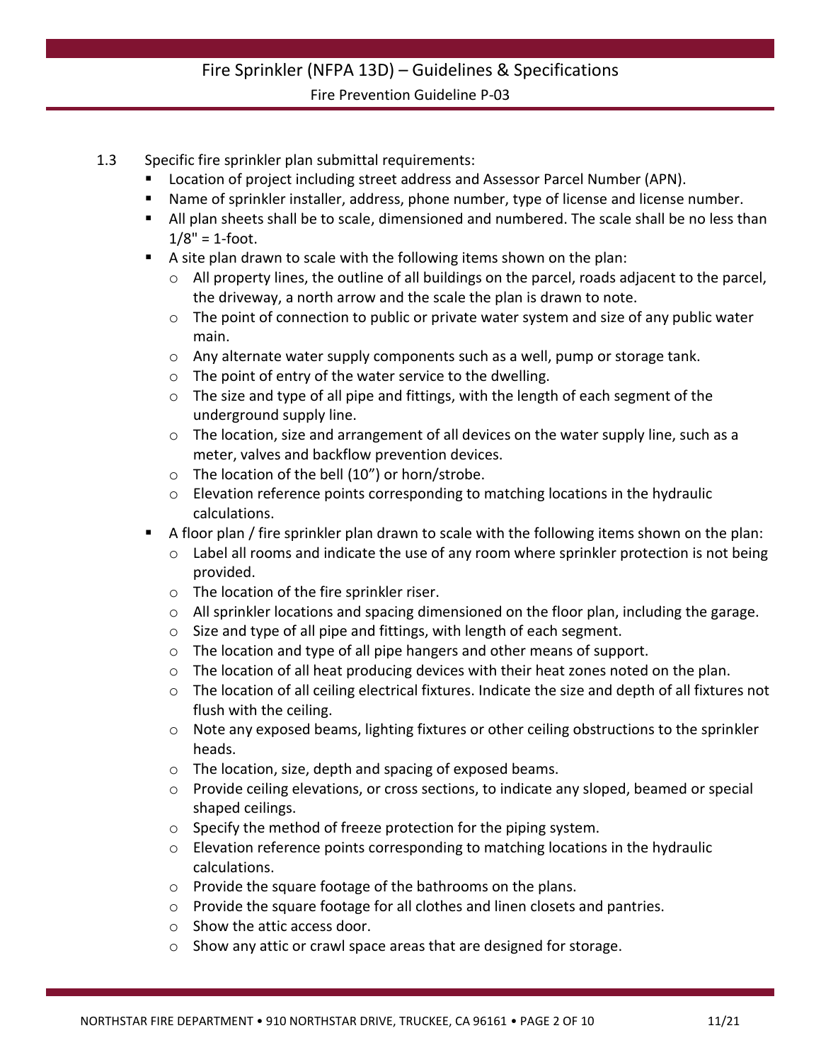1.3 Specific fire sprinkler plan submittal requirements:

- Location of project including street address and Assessor Parcel Number (APN).
- Name of sprinkler installer, address, phone number, type of license and license number.
- All plan sheets shall be to scale, dimensioned and numbered. The scale shall be no less than 1/8" = 1-foot.
- A site plan drawn to scale with the following items shown on the plan:
  - All property lines, the outline of all buildings on the parcel, roads adjacent to the parcel, the driveway, a north arrow and the scale the plan is drawn to note.
  - The point of connection to public or private water system and size of any public water main.
  - Any alternate water supply components such as a well, pump or storage tank.
  - The point of entry of the water service to the dwelling.
  - The size and type of all pipe and fittings, with the length of each segment of the underground supply line.
  - The location, size and arrangement of all devices on the water supply line, such as a meter, valves and backflow prevention devices.
  - The location of the bell (10”) or horn/strobe.
  - Elevation reference points corresponding to matching locations in the hydraulic calculations.
- A floor plan / fire sprinkler plan drawn to scale with the following items shown on the plan:
  - Label all rooms and indicate the use of any room where sprinkler protection is not being provided.
  - The location of the fire sprinkler riser.
  - All sprinkler locations and spacing dimensioned on the floor plan, including the garage.
  - Size and type of all pipe and fittings, with length of each segment.
  - The location and type of all pipe hangers and other means of support.
  - The location of all heat producing devices with their heat zones noted on the plan.
  - The location of all ceiling electrical fixtures. Indicate the size and depth of all fixtures not flush with the ceiling.
  - Note any exposed beams, lighting fixtures or other ceiling obstructions to the sprinkler heads.
  - The location, size, depth and spacing of exposed beams.
  - Provide ceiling elevations, or cross sections, to indicate any sloped, beamed or special shaped ceilings.
  - Specify the method of freeze protection for the piping system.
  - Elevation reference points corresponding to matching locations in the hydraulic calculations.
  - Provide the square footage of the bathrooms on the plans.
  - Provide the square footage for all clothes and linen closets and pantries.
  - Show the attic access door.
  - Show any attic or crawl space areas that are designed for storage.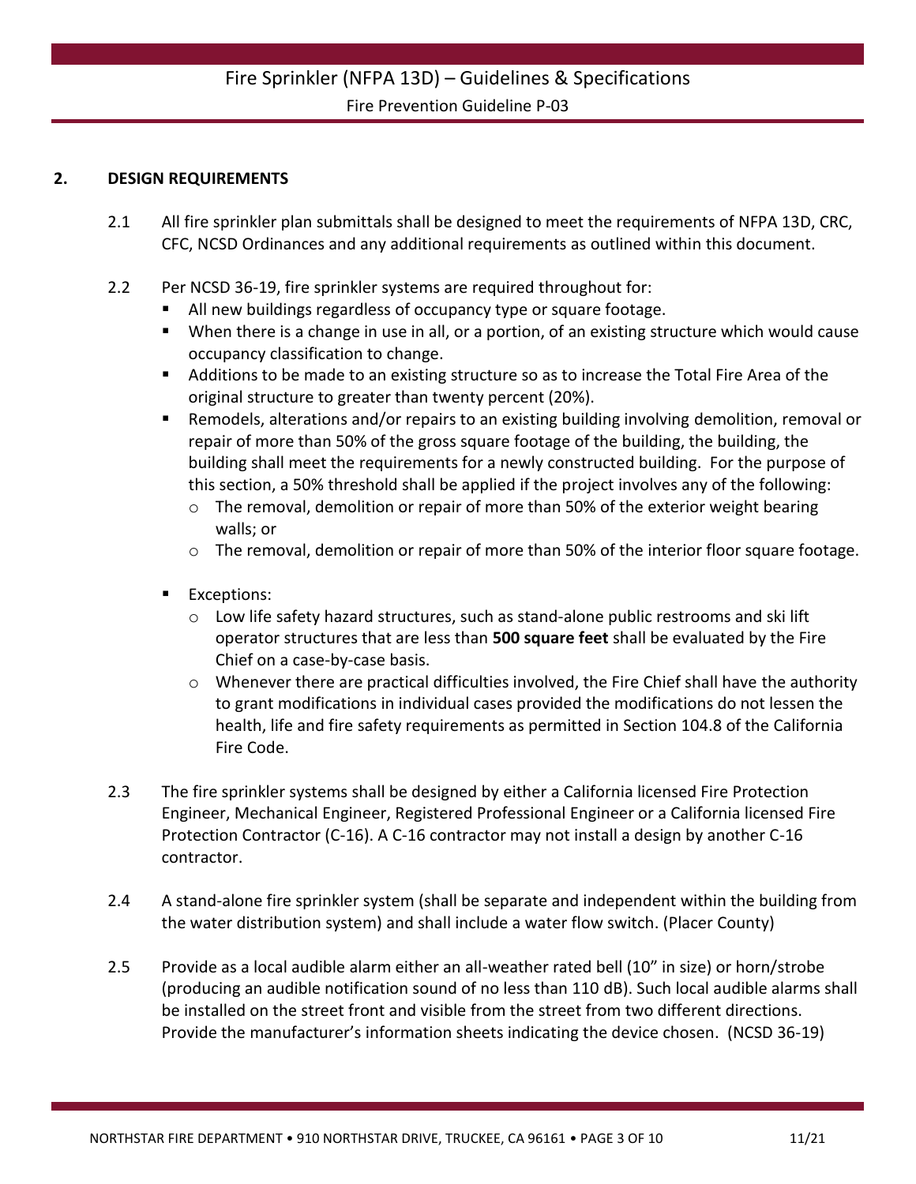## 2. DESIGN REQUIREMENTS

2.1 All fire sprinkler plan submittals shall be designed to meet the requirements of NFPA 13D, CRC, CFC, NCSD Ordinances and any additional requirements as outlined within this document.

2.2 Per NCSD 36-19, fire sprinkler systems are required throughout for:

- All new buildings regardless of occupancy type or square footage.
- When there is a change in use in all, or a portion, of an existing structure which would cause occupancy classification to change.
- Additions to be made to an existing structure so as to increase the Total Fire Area of the original structure to greater than twenty percent (20%).
- Remodels, alterations and/or repairs to an existing building involving demolition, removal or repair of more than 50% of the gross square footage of the building, the building, the building shall meet the requirements for a newly constructed building. For the purpose of this section, a 50% threshold shall be applied if the project involves any of the following:
  - The removal, demolition or repair of more than 50% of the exterior weight bearing walls; or
  - The removal, demolition or repair of more than 50% of the interior floor square footage.
- Exceptions:
  - Low life safety hazard structures, such as stand-alone public restrooms and ski lift operator structures that are less than **500 square feet** shall be evaluated by the Fire Chief on a case-by-case basis.
  - Whenever there are practical difficulties involved, the Fire Chief shall have the authority to grant modifications in individual cases provided the modifications do not lessen the health, life and fire safety requirements as permitted in Section 104.8 of the California Fire Code.

2.3 The fire sprinkler systems shall be designed by either a California licensed Fire Protection Engineer, Mechanical Engineer, Registered Professional Engineer or a California licensed Fire Protection Contractor (C-16). A C-16 contractor may not install a design by another C-16 contractor.

2.4 A stand-alone fire sprinkler system (shall be separate and independent within the building from the water distribution system) and shall include a water flow switch. (Placer County)

2.5 Provide as a local audible alarm either an all-weather rated bell (10" in size) or horn/strobe (producing an audible notification sound of no less than 110 dB). Such local audible alarms shall be installed on the street front and visible from the street from two different directions. Provide the manufacturer's information sheets indicating the device chosen. (NCSD 36-19)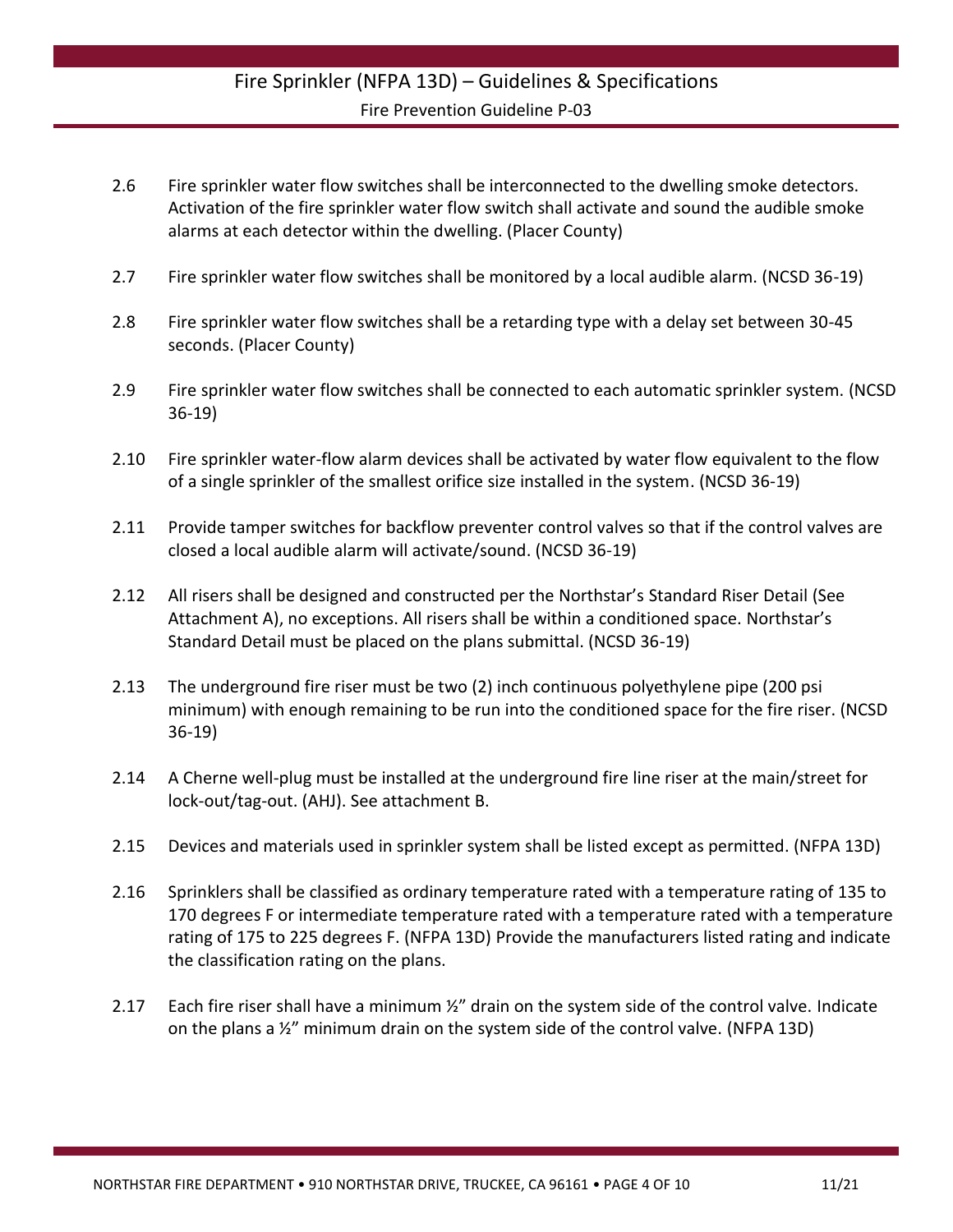2.6 Fire sprinkler water flow switches shall be interconnected to the dwelling smoke detectors. Activation of the fire sprinkler water flow switch shall activate and sound the audible smoke alarms at each detector within the dwelling. (Placer County)

2.7 Fire sprinkler water flow switches shall be monitored by a local audible alarm. (NCSD 36-19)

2.8 Fire sprinkler water flow switches shall be a retarding type with a delay set between 30-45 seconds. (Placer County)

2.9 Fire sprinkler water flow switches shall be connected to each automatic sprinkler system. (NCSD 36-19)

2.10 Fire sprinkler water-flow alarm devices shall be activated by water flow equivalent to the flow of a single sprinkler of the smallest orifice size installed in the system. (NCSD 36-19)

2.11 Provide tamper switches for backflow preventer control valves so that if the control valves are closed a local audible alarm will activate/sound. (NCSD 36-19)

2.12 All risers shall be designed and constructed per the Northstar's Standard Riser Detail (See Attachment A), no exceptions. All risers shall be within a conditioned space. Northstar's Standard Detail must be placed on the plans submittal. (NCSD 36-19)

2.13 The underground fire riser must be two (2) inch continuous polyethylene pipe (200 psi minimum) with enough remaining to be run into the conditioned space for the fire riser. (NCSD 36-19)

2.14 A Cherne well-plug must be installed at the underground fire line riser at the main/street for lock-out/tag-out. (AHJ). See attachment B.

2.15 Devices and materials used in sprinkler system shall be listed except as permitted. (NFPA 13D)

2.16 Sprinklers shall be classified as ordinary temperature rated with a temperature rating of 135 to 170 degrees F or intermediate temperature rated with a temperature rated with a temperature rating of 175 to 225 degrees F. (NFPA 13D) Provide the manufacturers listed rating and indicate the classification rating on the plans.

2.17 Each fire riser shall have a minimum ½" drain on the system side of the control valve. Indicate on the plans a ½" minimum drain on the system side of the control valve. (NFPA 13D)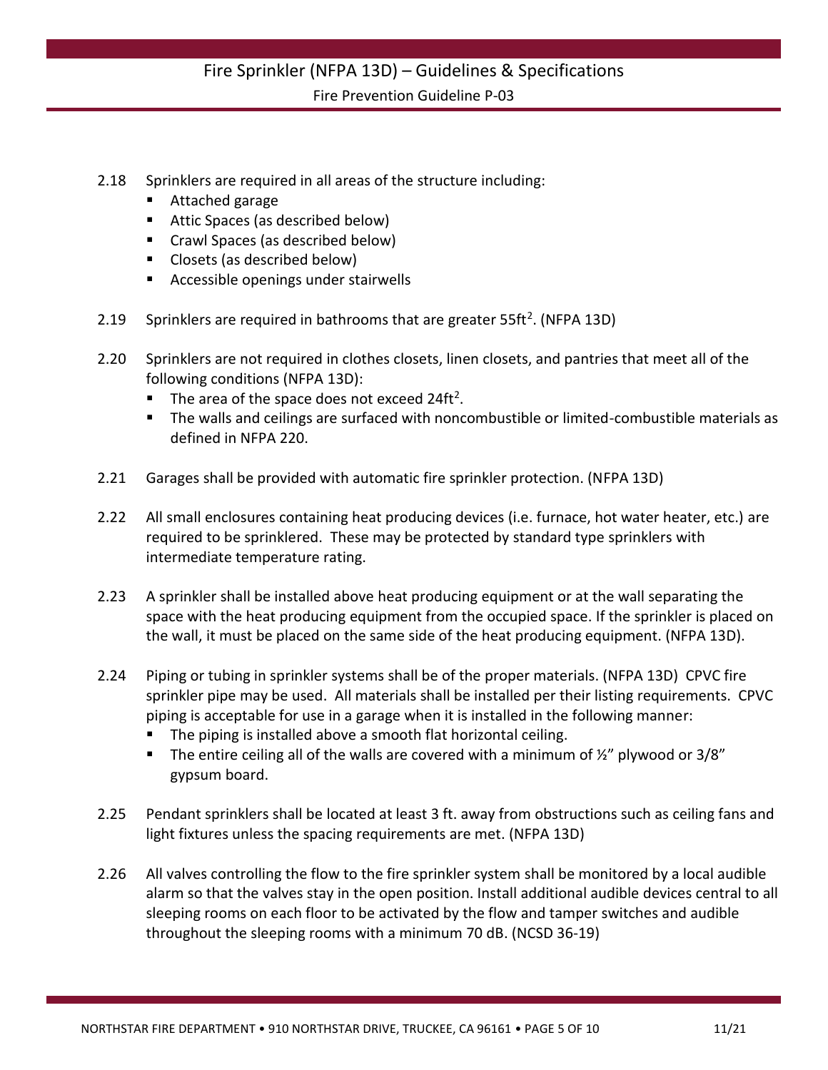2.18 Sprinklers are required in all areas of the structure including:

- Attached garage
- Attic Spaces (as described below)
- Crawl Spaces (as described below)
- Closets (as described below)
- Accessible openings under stairwells

2.19 Sprinklers are required in bathrooms that are greater $55ft^2$. (NFPA 13D)

2.20 Sprinklers are not required in clothes closets, linen closets, and pantries that meet all of the following conditions (NFPA 13D):

- The area of the space does not exceed $24ft^2$.
- The walls and ceilings are surfaced with noncombustible or limited-combustible materials as defined in NFPA 220.

2.21 Garages shall be provided with automatic fire sprinkler protection. (NFPA 13D)

2.22 All small enclosures containing heat producing devices (i.e. furnace, hot water heater, etc.) are required to be sprinklered. These may be protected by standard type sprinklers with intermediate temperature rating.

2.23 A sprinkler shall be installed above heat producing equipment or at the wall separating the space with the heat producing equipment from the occupied space. If the sprinkler is placed on the wall, it must be placed on the same side of the heat producing equipment. (NFPA 13D).

2.24 Piping or tubing in sprinkler systems shall be of the proper materials. (NFPA 13D) CPVC fire sprinkler pipe may be used. All materials shall be installed per their listing requirements. CPVC piping is acceptable for use in a garage when it is installed in the following manner:

- The piping is installed above a smooth flat horizontal ceiling.
- The entire ceiling all of the walls are covered with a minimum of ½" plywood or 3/8" gypsum board.

2.25 Pendant sprinklers shall be located at least 3 ft. away from obstructions such as ceiling fans and light fixtures unless the spacing requirements are met. (NFPA 13D)

2.26 All valves controlling the flow to the fire sprinkler system shall be monitored by a local audible alarm so that the valves stay in the open position. Install additional audible devices central to all sleeping rooms on each floor to be activated by the flow and tamper switches and audible throughout the sleeping rooms with a minimum 70 dB. (NCSD 36-19)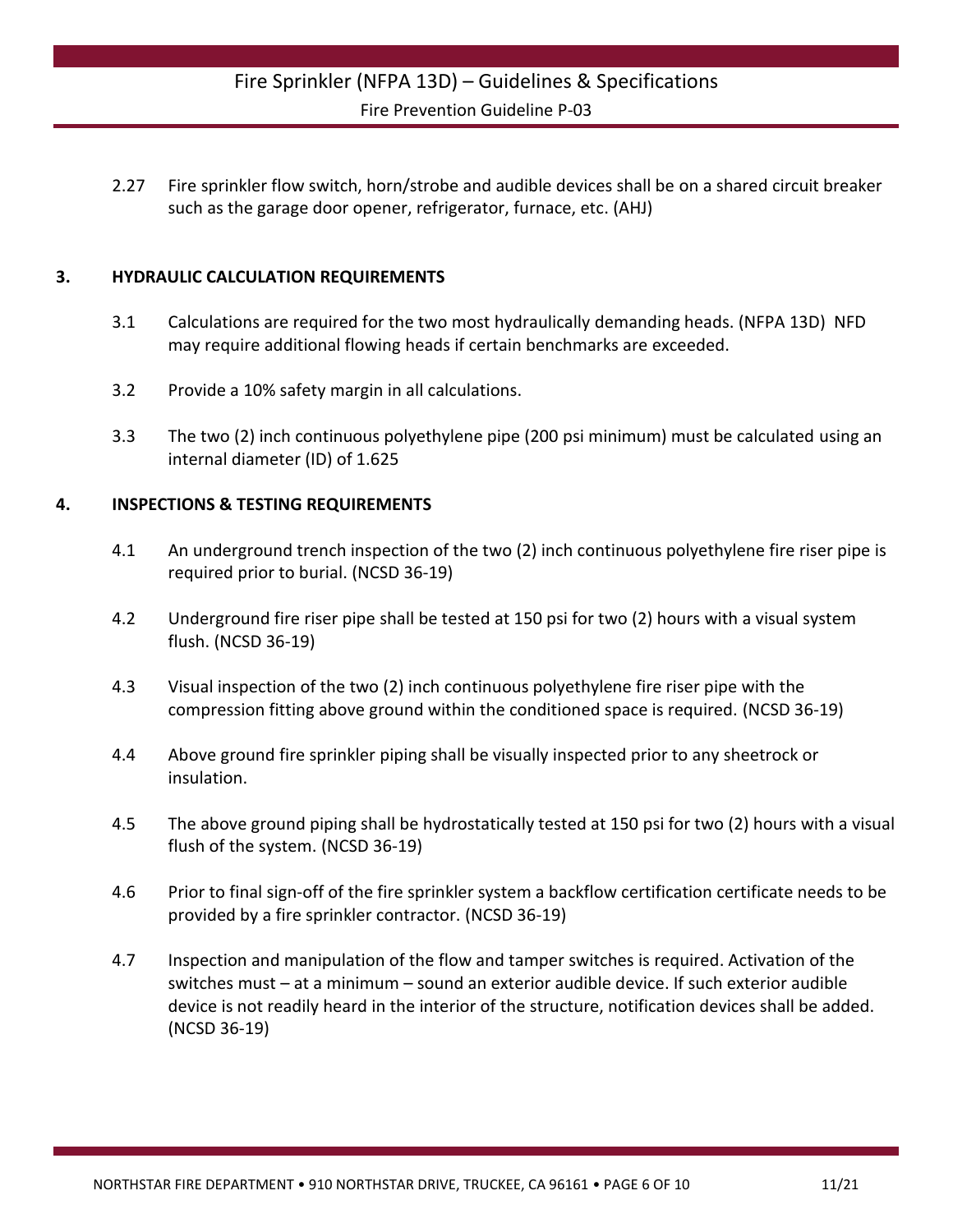2.27 Fire sprinkler flow switch, horn/strobe and audible devices shall be on a shared circuit breaker such as the garage door opener, refrigerator, furnace, etc. (AHJ)

## 3. HYDRAULIC CALCULATION REQUIREMENTS

3.1 Calculations are required for the two most hydraulically demanding heads. (NFPA 13D) NFD may require additional flowing heads if certain benchmarks are exceeded.

3.2 Provide a 10% safety margin in all calculations.

3.3 The two (2) inch continuous polyethylene pipe (200 psi minimum) must be calculated using an internal diameter (ID) of 1.625

## 4. INSPECTIONS & TESTING REQUIREMENTS

4.1 An underground trench inspection of the two (2) inch continuous polyethylene fire riser pipe is required prior to burial. (NCSD 36-19)

4.2 Underground fire riser pipe shall be tested at 150 psi for two (2) hours with a visual system flush. (NCSD 36-19)

4.3 Visual inspection of the two (2) inch continuous polyethylene fire riser pipe with the compression fitting above ground within the conditioned space is required. (NCSD 36-19)

4.4 Above ground fire sprinkler piping shall be visually inspected prior to any sheetrock or insulation.

4.5 The above ground piping shall be hydrostatically tested at 150 psi for two (2) hours with a visual flush of the system. (NCSD 36-19)

4.6 Prior to final sign-off of the fire sprinkler system a backflow certification certificate needs to be provided by a fire sprinkler contractor. (NCSD 36-19)

4.7 Inspection and manipulation of the flow and tamper switches is required. Activation of the switches must – at a minimum – sound an exterior audible device. If such exterior audible device is not readily heard in the interior of the structure, notification devices shall be added. (NCSD 36-19)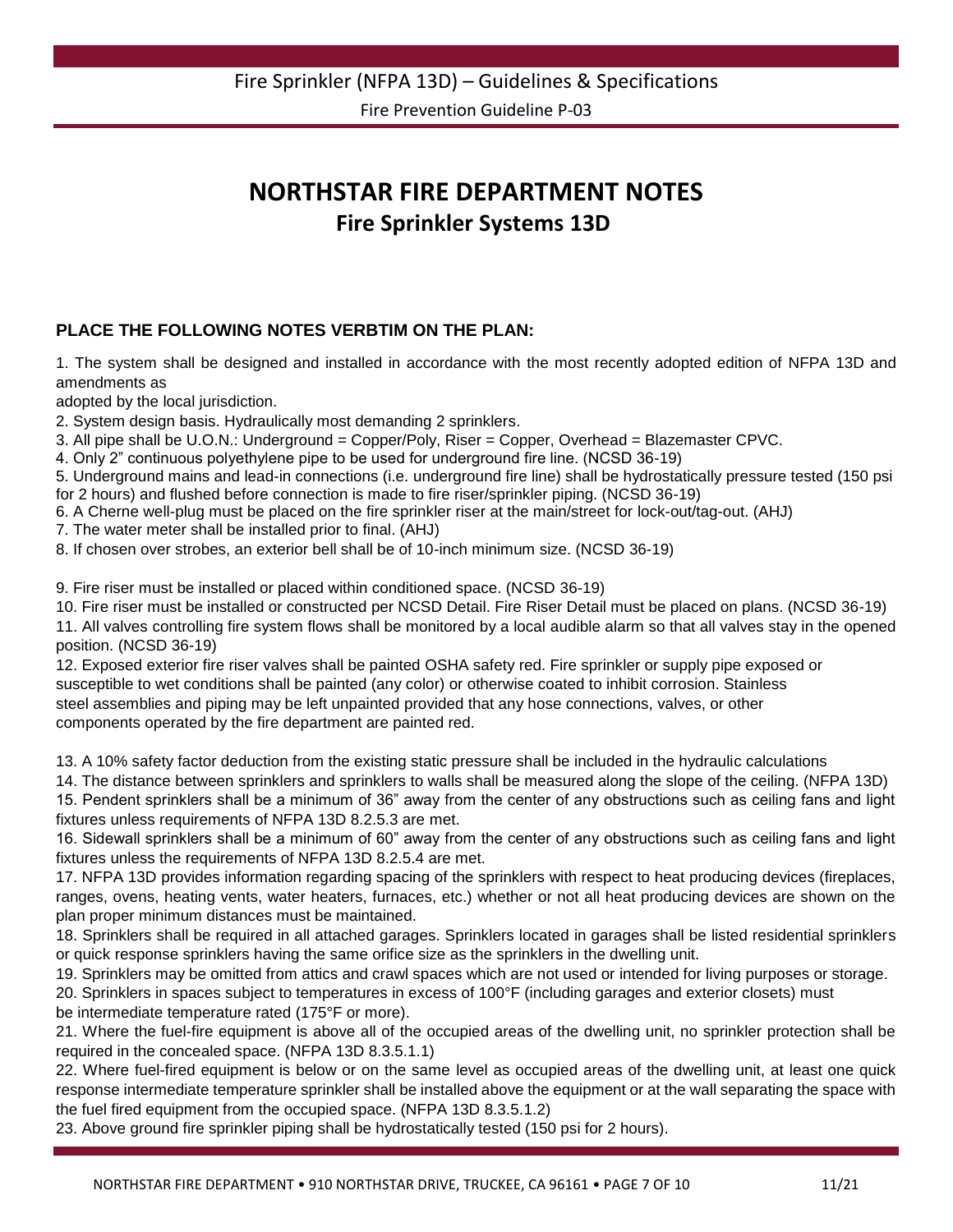// headers omitted? The top "Fire Sprinkler (NFPA 13D) – Guidelines & Specifications / Fire Prevention Guideline P-03" is a running header; omit.

# NORTHSTAR FIRE DEPARTMENT NOTES

## Fire Sprinkler Systems 13D

**PLACE THE FOLLOWING NOTES VERBTIM ON THE PLAN:**

1. The system shall be designed and installed in accordance with the most recently adopted edition of NFPA 13D and amendments as adopted by the local jurisdiction.
2. System design basis. Hydraulically most demanding 2 sprinklers.
3. All pipe shall be U.O.N.: Underground = Copper/Poly, Riser = Copper, Overhead = Blazemaster CPVC.
4. Only 2" continuous polyethylene pipe to be used for underground fire line. (NCSD 36-19)
5. Underground mains and lead-in connections (i.e. underground fire line) shall be hydrostatically pressure tested (150 psi for 2 hours) and flushed before connection is made to fire riser/sprinkler piping. (NCSD 36-19)
6. A Cherne well-plug must be placed on the fire sprinkler riser at the main/street for lock-out/tag-out. (AHJ)
7. The water meter shall be installed prior to final. (AHJ)
8. If chosen over strobes, an exterior bell shall be of 10-inch minimum size. (NCSD 36-19)
9. Fire riser must be installed or placed within conditioned space. (NCSD 36-19)
10. Fire riser must be installed or constructed per NCSD Detail. Fire Riser Detail must be placed on plans. (NCSD 36-19)
11. All valves controlling fire system flows shall be monitored by a local audible alarm so that all valves stay in the opened position. (NCSD 36-19)
12. Exposed exterior fire riser valves shall be painted OSHA safety red. Fire sprinkler or supply pipe exposed or susceptible to wet conditions shall be painted (any color) or otherwise coated to inhibit corrosion. Stainless steel assemblies and piping may be left unpainted provided that any hose connections, valves, or other components operated by the fire department are painted red.
13. A 10% safety factor deduction from the existing static pressure shall be included in the hydraulic calculations
14. The distance between sprinklers and sprinklers to walls shall be measured along the slope of the ceiling. (NFPA 13D)
15. Pendent sprinklers shall be a minimum of 36" away from the center of any obstructions such as ceiling fans and light fixtures unless requirements of NFPA 13D 8.2.5.3 are met.
16. Sidewall sprinklers shall be a minimum of 60" away from the center of any obstructions such as ceiling fans and light fixtures unless the requirements of NFPA 13D 8.2.5.4 are met.
17. NFPA 13D provides information regarding spacing of the sprinklers with respect to heat producing devices (fireplaces, ranges, ovens, heating vents, water heaters, furnaces, etc.) whether or not all heat producing devices are shown on the plan proper minimum distances must be maintained.
18. Sprinklers shall be required in all attached garages. Sprinklers located in garages shall be listed residential sprinklers or quick response sprinklers having the same orifice size as the sprinklers in the dwelling unit.
19. Sprinklers may be omitted from attics and crawl spaces which are not used or intended for living purposes or storage.
20. Sprinklers in spaces subject to temperatures in excess of 100°F (including garages and exterior closets) must be intermediate temperature rated (175°F or more).
21. Where the fuel-fire equipment is above all of the occupied areas of the dwelling unit, no sprinkler protection shall be required in the concealed space. (NFPA 13D 8.3.5.1.1)
22. Where fuel-fired equipment is below or on the same level as occupied areas of the dwelling unit, at least one quick response intermediate temperature sprinkler shall be installed above the equipment or at the wall separating the space with the fuel fired equipment from the occupied space. (NFPA 13D 8.3.5.1.2)
23. Above ground fire sprinkler piping shall be hydrostatically tested (150 psi for 2 hours).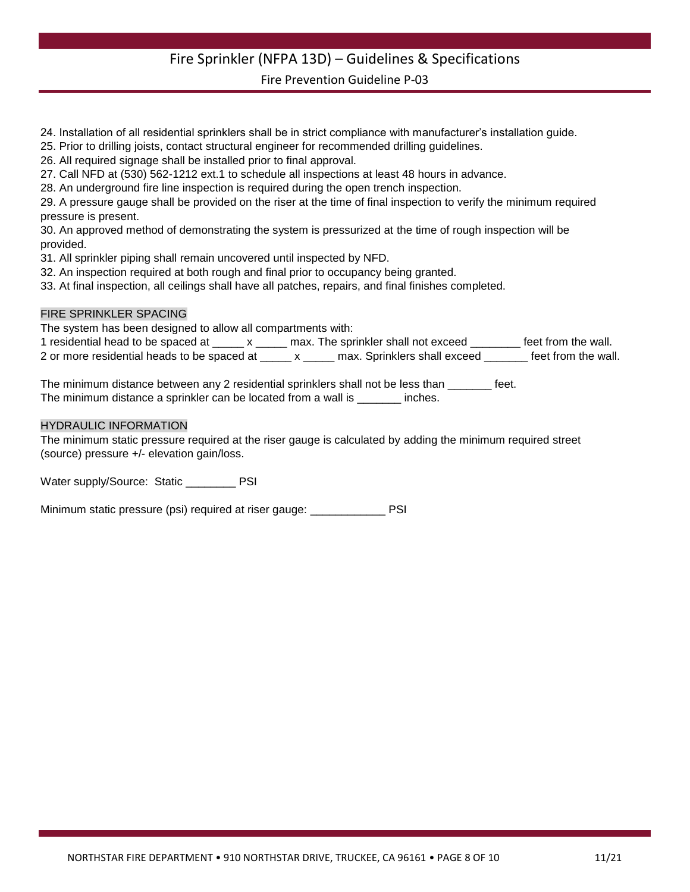24. Installation of all residential sprinklers shall be in strict compliance with manufacturer's installation guide.
25. Prior to drilling joists, contact structural engineer for recommended drilling guidelines.
26. All required signage shall be installed prior to final approval.
27. Call NFD at (530) 562-1212 ext.1 to schedule all inspections at least 48 hours in advance.
28. An underground fire line inspection is required during the open trench inspection.
29. A pressure gauge shall be provided on the riser at the time of final inspection to verify the minimum required pressure is present.
30. An approved method of demonstrating the system is pressurized at the time of rough inspection will be provided.
31. All sprinkler piping shall remain uncovered until inspected by NFD.
32. An inspection required at both rough and final prior to occupancy being granted.
33. At final inspection, all ceilings shall have all patches, repairs, and final finishes completed.

## FIRE SPRINKLER SPACING

The system has been designed to allow all compartments with:

1 residential head to be spaced at _____ x _____ max. The sprinkler shall not exceed ________ feet from the wall.
2 or more residential heads to be spaced at _____ x _____ max. Sprinklers shall exceed _______ feet from the wall.

The minimum distance between any 2 residential sprinklers shall not be less than _______ feet.
The minimum distance a sprinkler can be located from a wall is _______ inches.

## HYDRAULIC INFORMATION

The minimum static pressure required at the riser gauge is calculated by adding the minimum required street (source) pressure +/- elevation gain/loss.

Water supply/Source: Static ________ PSI

Minimum static pressure (psi) required at riser gauge: ____________ PSI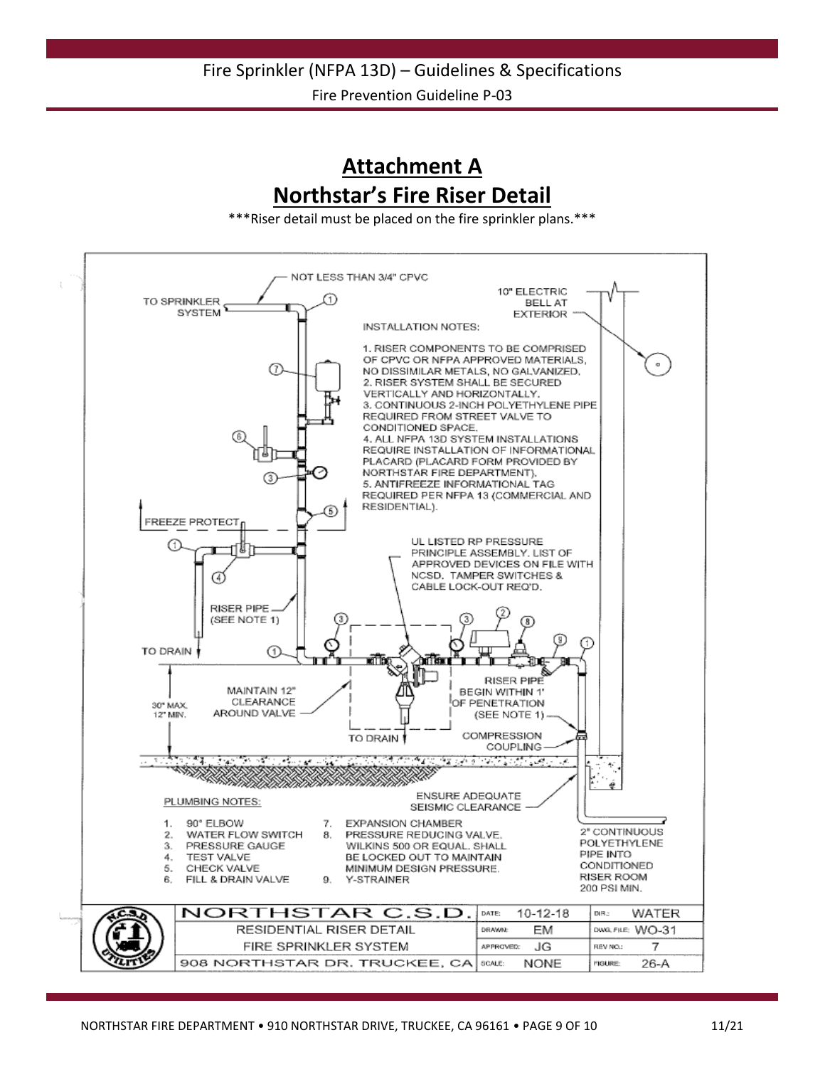# Attachment A

# Northstar's Fire Riser Detail

***Riser detail must be placed on the fire sprinkler plans.***

NOT LESS THAN 3/4" CPVC

TO SPRINKLER SYSTEM

10" ELECTRIC BELL AT EXTERIOR

INSTALLATION NOTES:

1. RISER COMPONENTS TO BE COMPRISED OF CPVC OR NFPA APPROVED MATERIALS, NO DISSIMILAR METALS, NO GALVANIZED.
2. RISER SYSTEM SHALL BE SECURED VERTICALLY AND HORIZONTALLY.
3. CONTINUOUS 2-INCH POLYETHYLENE PIPE REQUIRED FROM STREET VALVE TO CONDITIONED SPACE.
4. ALL NFPA 13D SYSTEM INSTALLATIONS REQUIRE INSTALLATION OF INFORMATIONAL PLACARD (PLACARD FORM PROVIDED BY NORTHSTAR FIRE DEPARTMENT).
5. ANTIFREEZE INFORMATIONAL TAG REQUIRED PER NFPA 13 (COMMERCIAL AND RESIDENTIAL).

FREEZE PROTECT

UL LISTED RP PRESSURE PRINCIPLE ASSEMBLY. LIST OF APPROVED DEVICES ON FILE WITH NCSD. TAMPER SWITCHES & CABLE LOCK-OUT REQ'D.

RISER PIPE (SEE NOTE 1)

TO DRAIN

MAINTAIN 12" CLEARANCE AROUND VALVE

30" MAX. 12" MIN.

RISER PIPE BEGIN WITHIN 1' OF PENETRATION (SEE NOTE 1)

TO DRAIN

COMPRESSION COUPLING

ENSURE ADEQUATE SEISMIC CLEARANCE

2" CONTINUOUS POLYETHYLENE PIPE INTO CONDITIONED RISER ROOM 200 PSI MIN.

PLUMBING NOTES:

1. 90° ELBOW
2. WATER FLOW SWITCH
3. PRESSURE GAUGE
4. TEST VALVE
5. CHECK VALVE
6. FILL & DRAIN VALVE
7. EXPANSION CHAMBER
8. PRESSURE REDUCING VALVE. WILKINS 500 OR EQUAL. SHALL BE LOCKED OUT TO MAINTAIN MINIMUM DESIGN PRESSURE.
9. Y-STRAINER

| NORTHSTAR C.S.D. | DATE: 10-12-18 | DIR.: WATER |
|---|---|---|
| RESIDENTIAL RISER DETAIL | DRAWN: EM | DWG. FILE: WO-31 |
| FIRE SPRINKLER SYSTEM | APPROVED: JG | REV NO.: 7 |
| 908 NORTHSTAR DR. TRUCKEE, CA | SCALE: NONE | FIGURE: 26-A |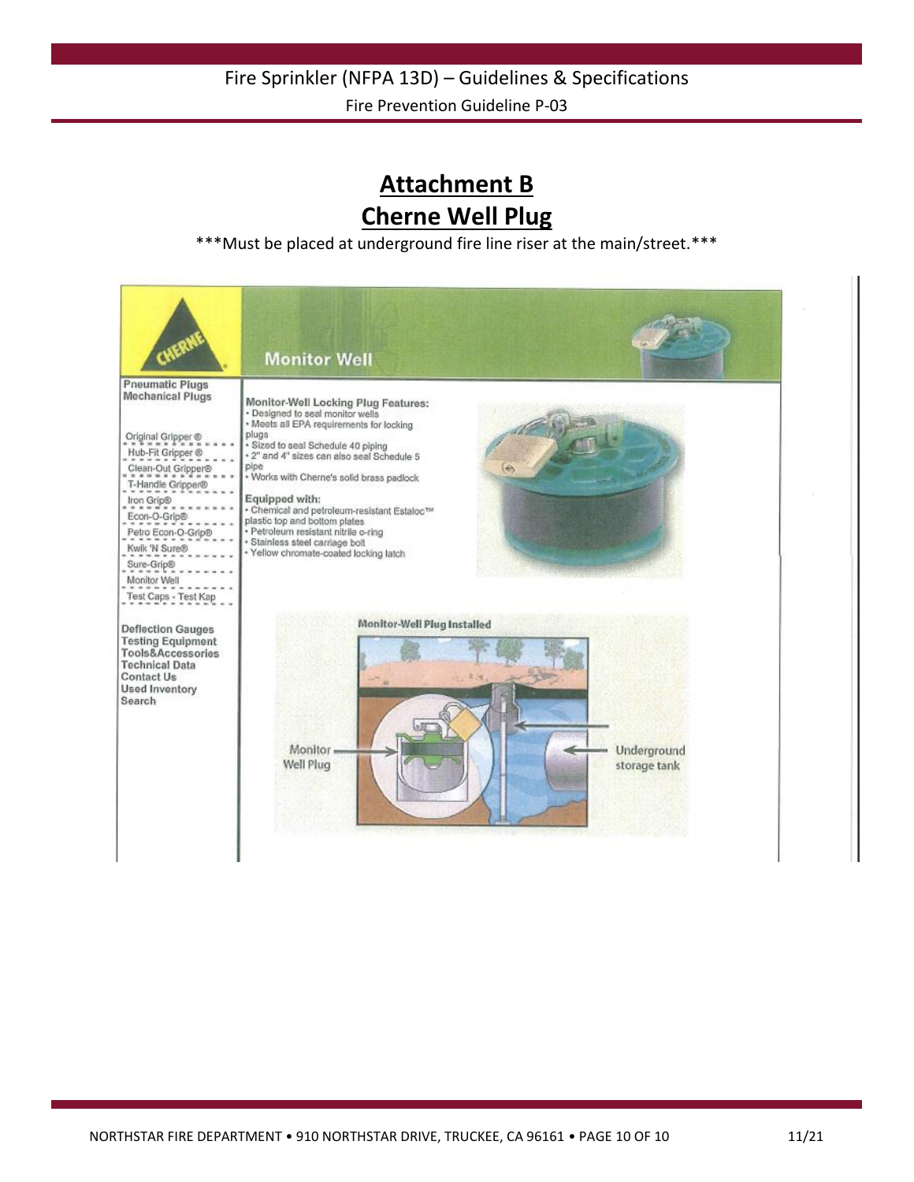# Attachment B

# Cherne Well Plug

\*\*\*Must be placed at underground fire line riser at the main/street.\*\*\*

CHERNE

Monitor Well

Pneumatic Plugs
Mechanical Plugs

Original Gripper ®
Hub-Fit Gripper ®
Clean-Out Gripper®
T-Handle Gripper®
Iron Grip®
Econ-O-Grip®
Petro Econ-O-Grip®
Kwik 'N Sure®
Sure-Grip®
Monitor Well
Test Caps - Test Kap

Deflection Gauges
Testing Equipment
Tools&Accessories
Technical Data
Contact Us
Used Inventory
Search

**Monitor-Well Locking Plug Features:**

- Designed to seal monitor wells
- Meets all EPA requirements for locking plugs
- Sized to seal Schedule 40 piping
- 2" and 4" sizes can also seal Schedule 5 pipe
- Works with Cherne's solid brass padlock

**Equipped with:**

- Chemical and petroleum-resistant Estaloc™ plastic top and bottom plates
- Petroleum resistant nitrile o-ring
- Stainless steel carriage bolt
- Yellow chromate-coated locking latch

Monitor-Well Plug Installed

Monitor Well Plug

Underground storage tank